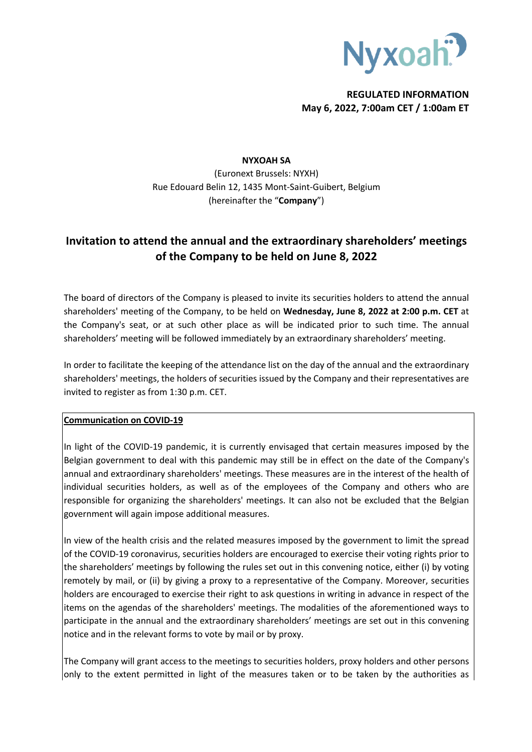**REGULATED INFORMATION**
**May 6, 2022, 7:00am CET / 1:00am ET**

**NYXOAH SA**
(Euronext Brussels: NYXH)
Rue Edouard Belin 12, 1435 Mont-Saint-Guibert, Belgium
(hereinafter the "**Company**")

# Invitation to attend the annual and the extraordinary shareholders' meetings of the Company to be held on June 8, 2022

The board of directors of the Company is pleased to invite its securities holders to attend the annual shareholders' meeting of the Company, to be held on **Wednesday, June 8, 2022 at 2:00 p.m. CET** at the Company's seat, or at such other place as will be indicated prior to such time. The annual shareholders' meeting will be followed immediately by an extraordinary shareholders' meeting.

In order to facilitate the keeping of the attendance list on the day of the annual and the extraordinary shareholders' meetings, the holders of securities issued by the Company and their representatives are invited to register as from 1:30 p.m. CET.

**Communication on COVID-19**

In light of the COVID-19 pandemic, it is currently envisaged that certain measures imposed by the Belgian government to deal with this pandemic may still be in effect on the date of the Company's annual and extraordinary shareholders' meetings. These measures are in the interest of the health of individual securities holders, as well as of the employees of the Company and others who are responsible for organizing the shareholders' meetings. It can also not be excluded that the Belgian government will again impose additional measures.

In view of the health crisis and the related measures imposed by the government to limit the spread of the COVID-19 coronavirus, securities holders are encouraged to exercise their voting rights prior to the shareholders' meetings by following the rules set out in this convening notice, either (i) by voting remotely by mail, or (ii) by giving a proxy to a representative of the Company. Moreover, securities holders are encouraged to exercise their right to ask questions in writing in advance in respect of the items on the agendas of the shareholders' meetings. The modalities of the aforementioned ways to participate in the annual and the extraordinary shareholders' meetings are set out in this convening notice and in the relevant forms to vote by mail or by proxy.

The Company will grant access to the meetings to securities holders, proxy holders and other persons only to the extent permitted in light of the measures taken or to be taken by the authorities as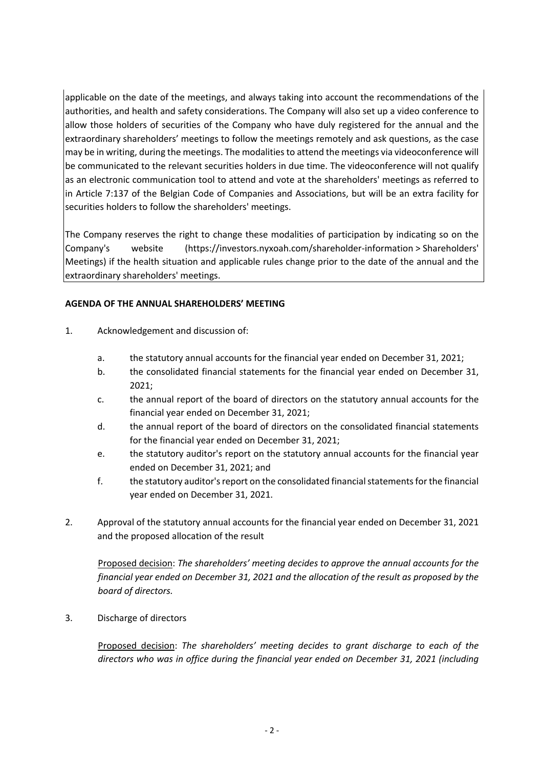applicable on the date of the meetings, and always taking into account the recommendations of the authorities, and health and safety considerations. The Company will also set up a video conference to allow those holders of securities of the Company who have duly registered for the annual and the extraordinary shareholders' meetings to follow the meetings remotely and ask questions, as the case may be in writing, during the meetings. The modalities to attend the meetings via videoconference will be communicated to the relevant securities holders in due time. The videoconference will not qualify as an electronic communication tool to attend and vote at the shareholders' meetings as referred to in Article 7:137 of the Belgian Code of Companies and Associations, but will be an extra facility for securities holders to follow the shareholders' meetings.

The Company reserves the right to change these modalities of participation by indicating so on the Company's website (https://investors.nyxoah.com/shareholder-information > Shareholders' Meetings) if the health situation and applicable rules change prior to the date of the annual and the extraordinary shareholders' meetings.

**AGENDA OF THE ANNUAL SHAREHOLDERS' MEETING**

1. Acknowledgement and discussion of:

   a. the statutory annual accounts for the financial year ended on December 31, 2021;
   b. the consolidated financial statements for the financial year ended on December 31, 2021;
   c. the annual report of the board of directors on the statutory annual accounts for the financial year ended on December 31, 2021;
   d. the annual report of the board of directors on the consolidated financial statements for the financial year ended on December 31, 2021;
   e. the statutory auditor's report on the statutory annual accounts for the financial year ended on December 31, 2021; and
   f. the statutory auditor's report on the consolidated financial statements for the financial year ended on December 31, 2021.

2. Approval of the statutory annual accounts for the financial year ended on December 31, 2021 and the proposed allocation of the result

   Proposed decision: *The shareholders' meeting decides to approve the annual accounts for the financial year ended on December 31, 2021 and the allocation of the result as proposed by the board of directors.*

3. Discharge of directors

   Proposed decision: *The shareholders' meeting decides to grant discharge to each of the directors who was in office during the financial year ended on December 31, 2021 (including*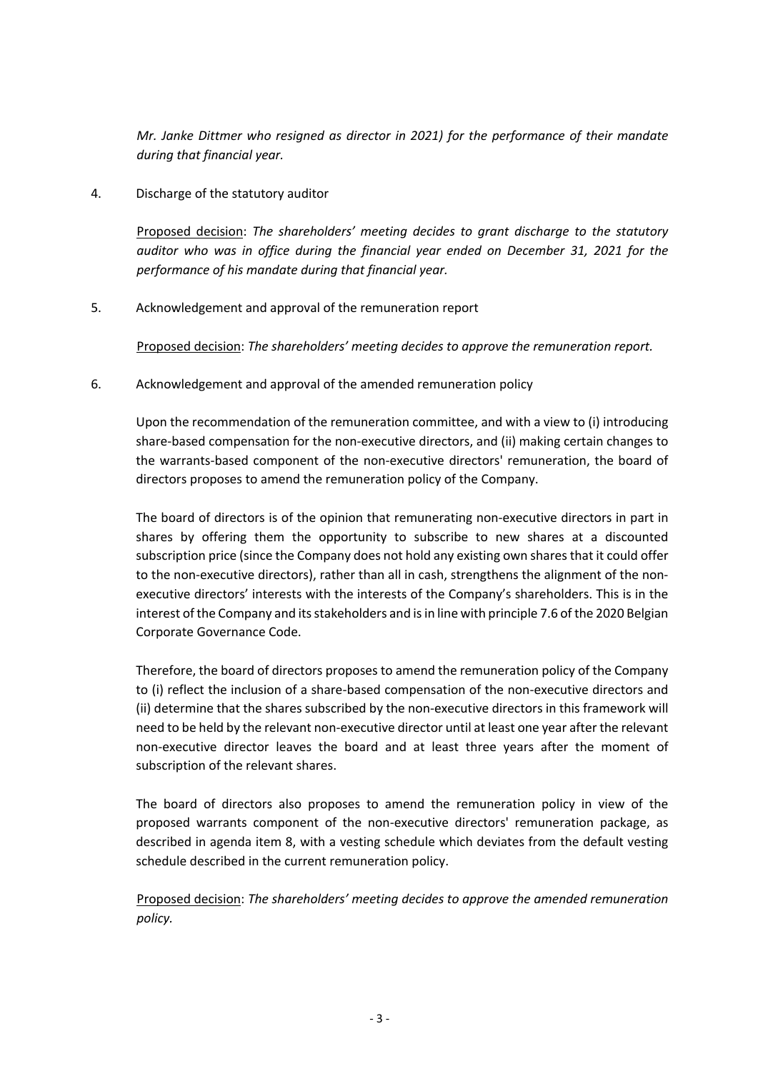*Mr. Janke Dittmer who resigned as director in 2021) for the performance of their mandate during that financial year.*

4. Discharge of the statutory auditor

   Proposed decision: *The shareholders' meeting decides to grant discharge to the statutory auditor who was in office during the financial year ended on December 31, 2021 for the performance of his mandate during that financial year.*

5. Acknowledgement and approval of the remuneration report

   Proposed decision: *The shareholders' meeting decides to approve the remuneration report.*

6. Acknowledgement and approval of the amended remuneration policy

   Upon the recommendation of the remuneration committee, and with a view to (i) introducing share-based compensation for the non-executive directors, and (ii) making certain changes to the warrants-based component of the non-executive directors' remuneration, the board of directors proposes to amend the remuneration policy of the Company.

   The board of directors is of the opinion that remunerating non-executive directors in part in shares by offering them the opportunity to subscribe to new shares at a discounted subscription price (since the Company does not hold any existing own shares that it could offer to the non-executive directors), rather than all in cash, strengthens the alignment of the non-executive directors' interests with the interests of the Company's shareholders. This is in the interest of the Company and its stakeholders and is in line with principle 7.6 of the 2020 Belgian Corporate Governance Code.

   Therefore, the board of directors proposes to amend the remuneration policy of the Company to (i) reflect the inclusion of a share-based compensation of the non-executive directors and (ii) determine that the shares subscribed by the non-executive directors in this framework will need to be held by the relevant non-executive director until at least one year after the relevant non-executive director leaves the board and at least three years after the moment of subscription of the relevant shares.

   The board of directors also proposes to amend the remuneration policy in view of the proposed warrants component of the non-executive directors' remuneration package, as described in agenda item 8, with a vesting schedule which deviates from the default vesting schedule described in the current remuneration policy.

   Proposed decision: *The shareholders' meeting decides to approve the amended remuneration policy.*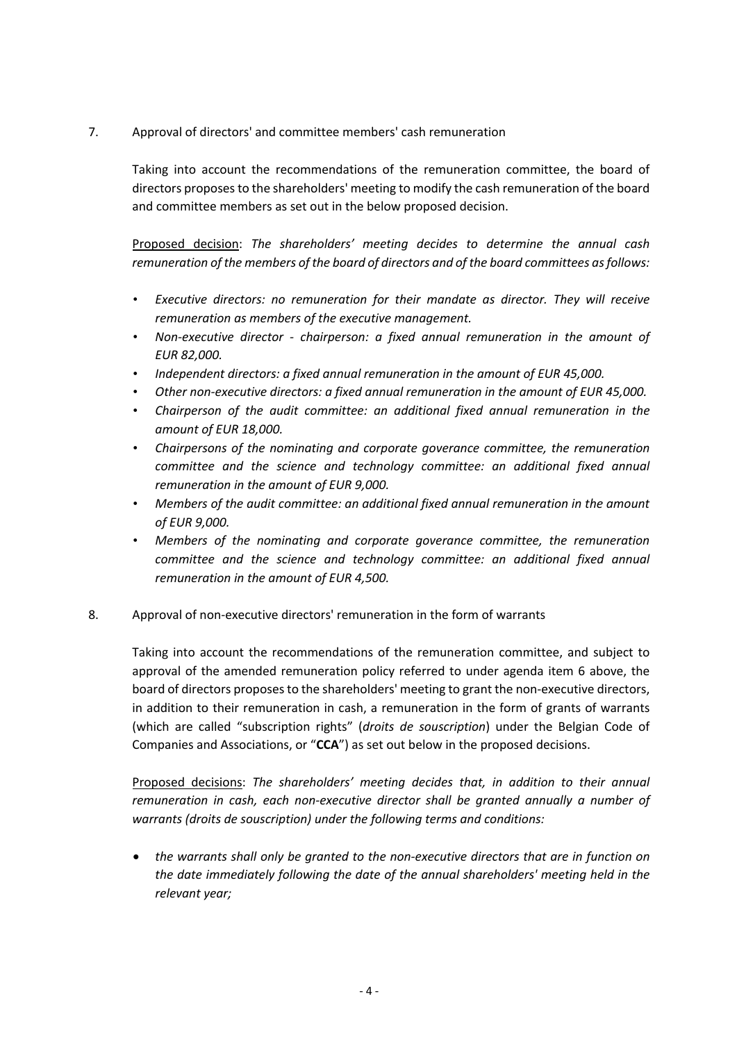7. Approval of directors' and committee members' cash remuneration

Taking into account the recommendations of the remuneration committee, the board of directors proposes to the shareholders' meeting to modify the cash remuneration of the board and committee members as set out in the below proposed decision.

Proposed decision: *The shareholders' meeting decides to determine the annual cash remuneration of the members of the board of directors and of the board committees as follows:*

- *Executive directors: no remuneration for their mandate as director. They will receive remuneration as members of the executive management.*
- *Non-executive director - chairperson: a fixed annual remuneration in the amount of EUR 82,000.*
- *Independent directors: a fixed annual remuneration in the amount of EUR 45,000.*
- *Other non-executive directors: a fixed annual remuneration in the amount of EUR 45,000.*
- *Chairperson of the audit committee: an additional fixed annual remuneration in the amount of EUR 18,000.*
- *Chairpersons of the nominating and corporate goverance committee, the remuneration committee and the science and technology committee: an additional fixed annual remuneration in the amount of EUR 9,000.*
- *Members of the audit committee: an additional fixed annual remuneration in the amount of EUR 9,000.*
- *Members of the nominating and corporate goverance committee, the remuneration committee and the science and technology committee: an additional fixed annual remuneration in the amount of EUR 4,500.*

8. Approval of non-executive directors' remuneration in the form of warrants

Taking into account the recommendations of the remuneration committee, and subject to approval of the amended remuneration policy referred to under agenda item 6 above, the board of directors proposes to the shareholders' meeting to grant the non-executive directors, in addition to their remuneration in cash, a remuneration in the form of grants of warrants (which are called "subscription rights" (*droits de souscription*) under the Belgian Code of Companies and Associations, or "**CCA**") as set out below in the proposed decisions.

Proposed decisions: *The shareholders' meeting decides that, in addition to their annual remuneration in cash, each non-executive director shall be granted annually a number of warrants (droits de souscription) under the following terms and conditions:*

- *the warrants shall only be granted to the non-executive directors that are in function on the date immediately following the date of the annual shareholders' meeting held in the relevant year;*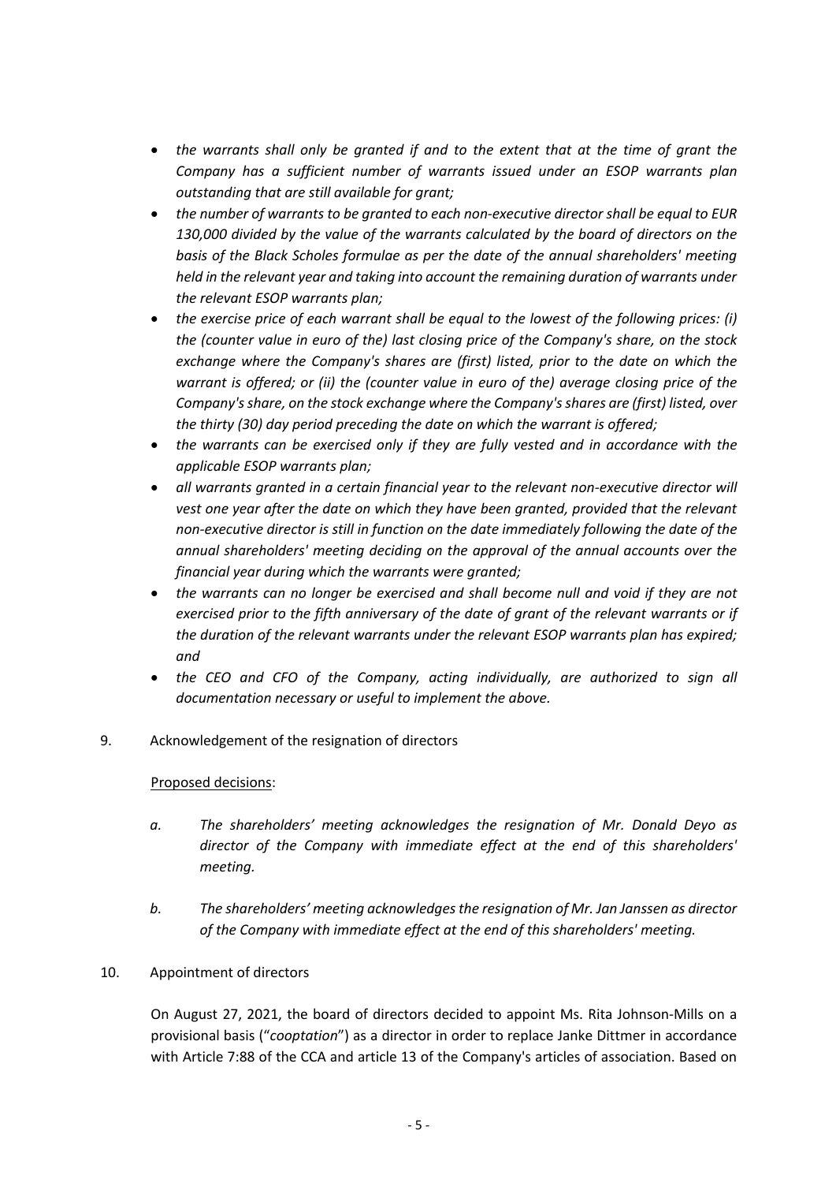- *the warrants shall only be granted if and to the extent that at the time of grant the Company has a sufficient number of warrants issued under an ESOP warrants plan outstanding that are still available for grant;*
- *the number of warrants to be granted to each non-executive director shall be equal to EUR 130,000 divided by the value of the warrants calculated by the board of directors on the basis of the Black Scholes formulae as per the date of the annual shareholders' meeting held in the relevant year and taking into account the remaining duration of warrants under the relevant ESOP warrants plan;*
- *the exercise price of each warrant shall be equal to the lowest of the following prices: (i) the (counter value in euro of the) last closing price of the Company's share, on the stock exchange where the Company's shares are (first) listed, prior to the date on which the warrant is offered; or (ii) the (counter value in euro of the) average closing price of the Company's share, on the stock exchange where the Company's shares are (first) listed, over the thirty (30) day period preceding the date on which the warrant is offered;*
- *the warrants can be exercised only if they are fully vested and in accordance with the applicable ESOP warrants plan;*
- *all warrants granted in a certain financial year to the relevant non-executive director will vest one year after the date on which they have been granted, provided that the relevant non-executive director is still in function on the date immediately following the date of the annual shareholders' meeting deciding on the approval of the annual accounts over the financial year during which the warrants were granted;*
- *the warrants can no longer be exercised and shall become null and void if they are not exercised prior to the fifth anniversary of the date of grant of the relevant warrants or if the duration of the relevant warrants under the relevant ESOP warrants plan has expired; and*
- *the CEO and CFO of the Company, acting individually, are authorized to sign all documentation necessary or useful to implement the above.*

9. Acknowledgement of the resignation of directors

   Proposed decisions:

   *a. The shareholders' meeting acknowledges the resignation of Mr. Donald Deyo as director of the Company with immediate effect at the end of this shareholders' meeting.*

   *b. The shareholders' meeting acknowledges the resignation of Mr. Jan Janssen as director of the Company with immediate effect at the end of this shareholders' meeting.*

10. Appointment of directors

    On August 27, 2021, the board of directors decided to appoint Ms. Rita Johnson-Mills on a provisional basis ("*cooptation*") as a director in order to replace Janke Dittmer in accordance with Article 7:88 of the CCA and article 13 of the Company's articles of association. Based on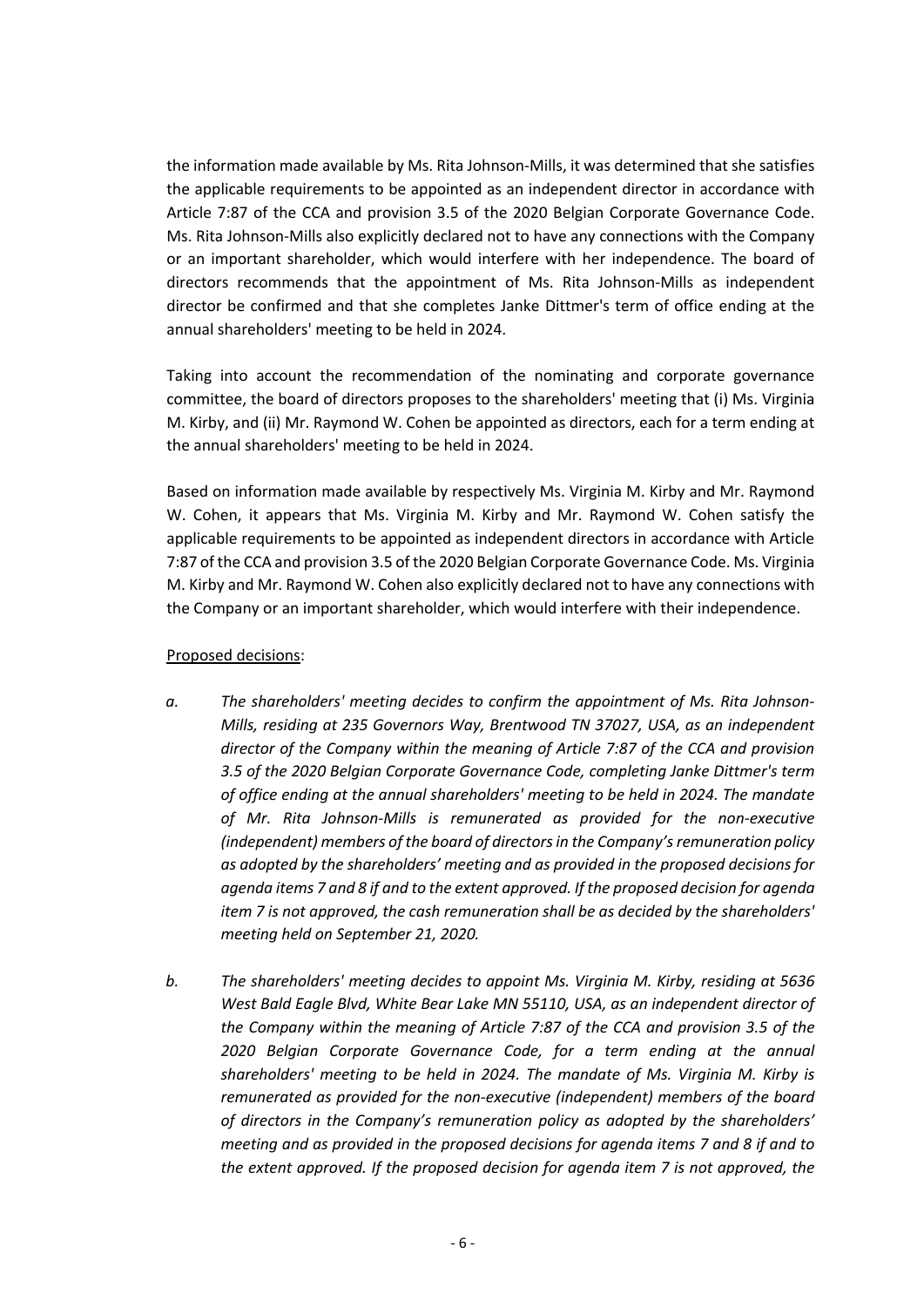the information made available by Ms. Rita Johnson-Mills, it was determined that she satisfies the applicable requirements to be appointed as an independent director in accordance with Article 7:87 of the CCA and provision 3.5 of the 2020 Belgian Corporate Governance Code. Ms. Rita Johnson-Mills also explicitly declared not to have any connections with the Company or an important shareholder, which would interfere with her independence. The board of directors recommends that the appointment of Ms. Rita Johnson-Mills as independent director be confirmed and that she completes Janke Dittmer's term of office ending at the annual shareholders' meeting to be held in 2024.

Taking into account the recommendation of the nominating and corporate governance committee, the board of directors proposes to the shareholders' meeting that (i) Ms. Virginia M. Kirby, and (ii) Mr. Raymond W. Cohen be appointed as directors, each for a term ending at the annual shareholders' meeting to be held in 2024.

Based on information made available by respectively Ms. Virginia M. Kirby and Mr. Raymond W. Cohen, it appears that Ms. Virginia M. Kirby and Mr. Raymond W. Cohen satisfy the applicable requirements to be appointed as independent directors in accordance with Article 7:87 of the CCA and provision 3.5 of the 2020 Belgian Corporate Governance Code. Ms. Virginia M. Kirby and Mr. Raymond W. Cohen also explicitly declared not to have any connections with the Company or an important shareholder, which would interfere with their independence.

Proposed decisions:

a. *The shareholders' meeting decides to confirm the appointment of Ms. Rita Johnson-Mills, residing at 235 Governors Way, Brentwood TN 37027, USA, as an independent director of the Company within the meaning of Article 7:87 of the CCA and provision 3.5 of the 2020 Belgian Corporate Governance Code, completing Janke Dittmer's term of office ending at the annual shareholders' meeting to be held in 2024. The mandate of Mr. Rita Johnson-Mills is remunerated as provided for the non-executive (independent) members of the board of directors in the Company's remuneration policy as adopted by the shareholders' meeting and as provided in the proposed decisions for agenda items 7 and 8 if and to the extent approved. If the proposed decision for agenda item 7 is not approved, the cash remuneration shall be as decided by the shareholders' meeting held on September 21, 2020.*

b. *The shareholders' meeting decides to appoint Ms. Virginia M. Kirby, residing at 5636 West Bald Eagle Blvd, White Bear Lake MN 55110, USA, as an independent director of the Company within the meaning of Article 7:87 of the CCA and provision 3.5 of the 2020 Belgian Corporate Governance Code, for a term ending at the annual shareholders' meeting to be held in 2024. The mandate of Ms. Virginia M. Kirby is remunerated as provided for the non-executive (independent) members of the board of directors in the Company's remuneration policy as adopted by the shareholders' meeting and as provided in the proposed decisions for agenda items 7 and 8 if and to the extent approved. If the proposed decision for agenda item 7 is not approved, the*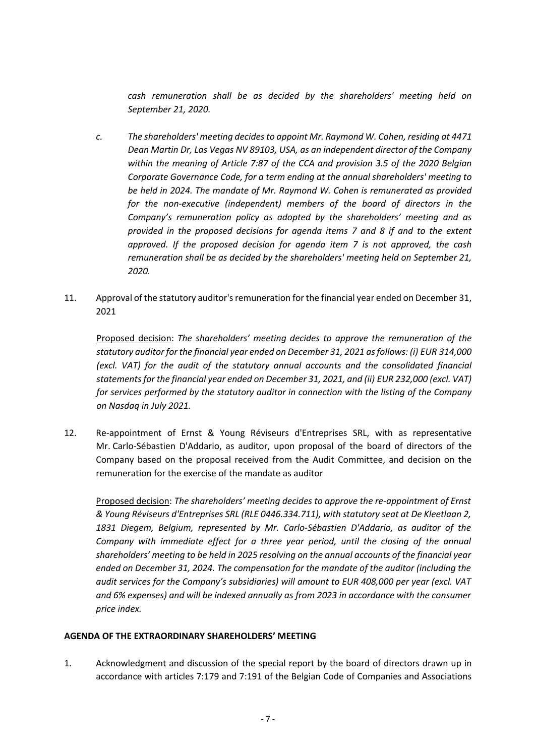*cash remuneration shall be as decided by the shareholders' meeting held on September 21, 2020.*

c. *The shareholders' meeting decides to appoint Mr. Raymond W. Cohen, residing at 4471 Dean Martin Dr, Las Vegas NV 89103, USA, as an independent director of the Company within the meaning of Article 7:87 of the CCA and provision 3.5 of the 2020 Belgian Corporate Governance Code, for a term ending at the annual shareholders' meeting to be held in 2024. The mandate of Mr. Raymond W. Cohen is remunerated as provided for the non-executive (independent) members of the board of directors in the Company's remuneration policy as adopted by the shareholders' meeting and as provided in the proposed decisions for agenda items 7 and 8 if and to the extent approved. If the proposed decision for agenda item 7 is not approved, the cash remuneration shall be as decided by the shareholders' meeting held on September 21, 2020.*

11. Approval of the statutory auditor's remuneration for the financial year ended on December 31, 2021

    Proposed decision: *The shareholders' meeting decides to approve the remuneration of the statutory auditor for the financial year ended on December 31, 2021 as follows: (i) EUR 314,000 (excl. VAT) for the audit of the statutory annual accounts and the consolidated financial statements for the financial year ended on December 31, 2021, and (ii) EUR 232,000 (excl. VAT) for services performed by the statutory auditor in connection with the listing of the Company on Nasdaq in July 2021.*

12. Re-appointment of Ernst & Young Réviseurs d'Entreprises SRL, with as representative Mr. Carlo-Sébastien D'Addario, as auditor, upon proposal of the board of directors of the Company based on the proposal received from the Audit Committee, and decision on the remuneration for the exercise of the mandate as auditor

    Proposed decision: *The shareholders' meeting decides to approve the re-appointment of Ernst & Young Réviseurs d'Entreprises SRL (RLE 0446.334.711), with statutory seat at De Kleetlaan 2, 1831 Diegem, Belgium, represented by Mr. Carlo-Sébastien D'Addario, as auditor of the Company with immediate effect for a three year period, until the closing of the annual shareholders' meeting to be held in 2025 resolving on the annual accounts of the financial year ended on December 31, 2024. The compensation for the mandate of the auditor (including the audit services for the Company's subsidiaries) will amount to EUR 408,000 per year (excl. VAT and 6% expenses) and will be indexed annually as from 2023 in accordance with the consumer price index.*

**AGENDA OF THE EXTRAORDINARY SHAREHOLDERS' MEETING**

1. Acknowledgment and discussion of the special report by the board of directors drawn up in accordance with articles 7:179 and 7:191 of the Belgian Code of Companies and Associations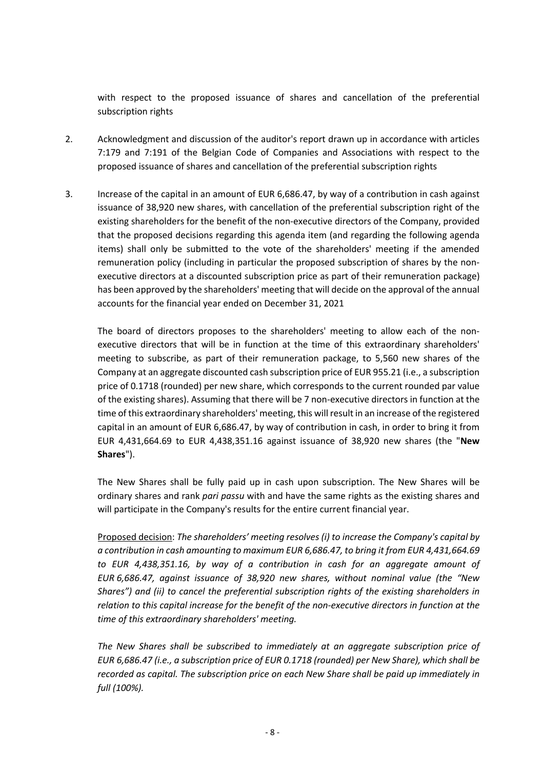with respect to the proposed issuance of shares and cancellation of the preferential subscription rights

2. Acknowledgment and discussion of the auditor's report drawn up in accordance with articles 7:179 and 7:191 of the Belgian Code of Companies and Associations with respect to the proposed issuance of shares and cancellation of the preferential subscription rights

3. Increase of the capital in an amount of EUR 6,686.47, by way of a contribution in cash against issuance of 38,920 new shares, with cancellation of the preferential subscription right of the existing shareholders for the benefit of the non-executive directors of the Company, provided that the proposed decisions regarding this agenda item (and regarding the following agenda items) shall only be submitted to the vote of the shareholders' meeting if the amended remuneration policy (including in particular the proposed subscription of shares by the non-executive directors at a discounted subscription price as part of their remuneration package) has been approved by the shareholders' meeting that will decide on the approval of the annual accounts for the financial year ended on December 31, 2021

   The board of directors proposes to the shareholders' meeting to allow each of the non-executive directors that will be in function at the time of this extraordinary shareholders' meeting to subscribe, as part of their remuneration package, to 5,560 new shares of the Company at an aggregate discounted cash subscription price of EUR 955.21 (i.e., a subscription price of 0.1718 (rounded) per new share, which corresponds to the current rounded par value of the existing shares). Assuming that there will be 7 non-executive directors in function at the time of this extraordinary shareholders' meeting, this will result in an increase of the registered capital in an amount of EUR 6,686.47, by way of contribution in cash, in order to bring it from EUR 4,431,664.69 to EUR 4,438,351.16 against issuance of 38,920 new shares (the "**New Shares**").

   The New Shares shall be fully paid up in cash upon subscription. The New Shares will be ordinary shares and rank *pari passu* with and have the same rights as the existing shares and will participate in the Company's results for the entire current financial year.

   Proposed decision: *The shareholders' meeting resolves (i) to increase the Company's capital by a contribution in cash amounting to maximum EUR 6,686.47, to bring it from EUR 4,431,664.69 to EUR 4,438,351.16, by way of a contribution in cash for an aggregate amount of EUR 6,686.47, against issuance of 38,920 new shares, without nominal value (the "New Shares") and (ii) to cancel the preferential subscription rights of the existing shareholders in relation to this capital increase for the benefit of the non-executive directors in function at the time of this extraordinary shareholders' meeting.*

   *The New Shares shall be subscribed to immediately at an aggregate subscription price of EUR 6,686.47 (i.e., a subscription price of EUR 0.1718 (rounded) per New Share), which shall be recorded as capital. The subscription price on each New Share shall be paid up immediately in full (100%).*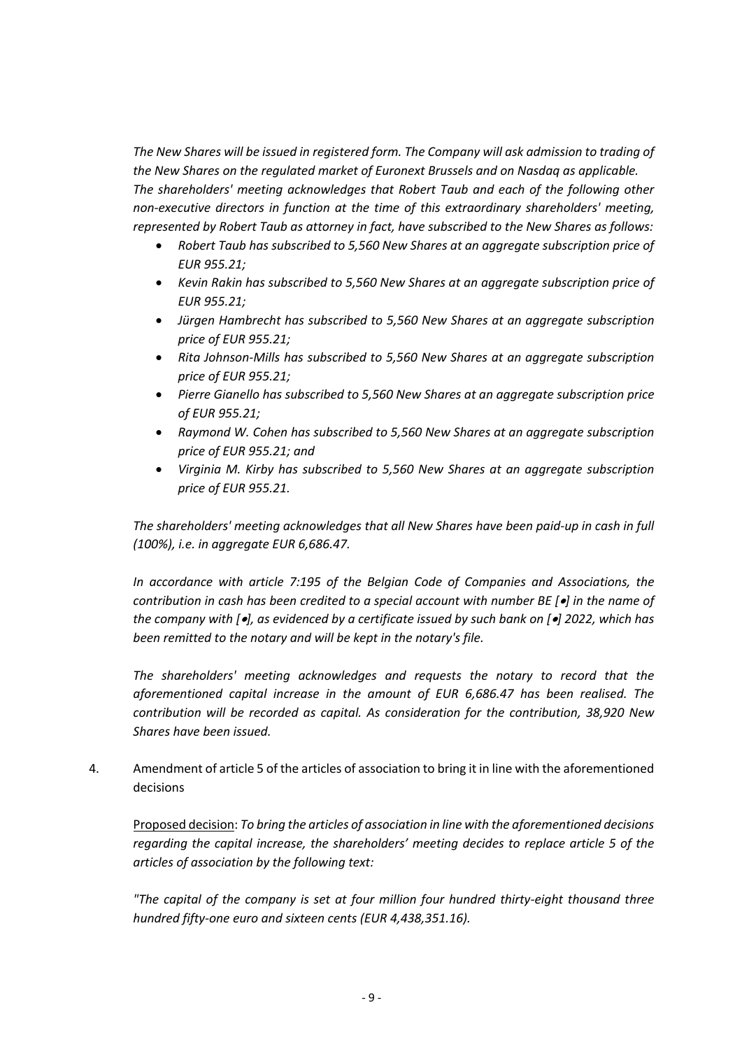*The New Shares will be issued in registered form. The Company will ask admission to trading of the New Shares on the regulated market of Euronext Brussels and on Nasdaq as applicable.*
*The shareholders' meeting acknowledges that Robert Taub and each of the following other non-executive directors in function at the time of this extraordinary shareholders' meeting, represented by Robert Taub as attorney in fact, have subscribed to the New Shares as follows:*

- *Robert Taub has subscribed to 5,560 New Shares at an aggregate subscription price of EUR 955.21;*
- *Kevin Rakin has subscribed to 5,560 New Shares at an aggregate subscription price of EUR 955.21;*
- *Jürgen Hambrecht has subscribed to 5,560 New Shares at an aggregate subscription price of EUR 955.21;*
- *Rita Johnson-Mills has subscribed to 5,560 New Shares at an aggregate subscription price of EUR 955.21;*
- *Pierre Gianello has subscribed to 5,560 New Shares at an aggregate subscription price of EUR 955.21;*
- *Raymond W. Cohen has subscribed to 5,560 New Shares at an aggregate subscription price of EUR 955.21; and*
- *Virginia M. Kirby has subscribed to 5,560 New Shares at an aggregate subscription price of EUR 955.21.*

*The shareholders' meeting acknowledges that all New Shares have been paid-up in cash in full (100%), i.e. in aggregate EUR 6,686.47.*

*In accordance with article 7:195 of the Belgian Code of Companies and Associations, the contribution in cash has been credited to a special account with number BE [•] in the name of the company with [•], as evidenced by a certificate issued by such bank on [•] 2022, which has been remitted to the notary and will be kept in the notary's file.*

*The shareholders' meeting acknowledges and requests the notary to record that the aforementioned capital increase in the amount of EUR 6,686.47 has been realised. The contribution will be recorded as capital. As consideration for the contribution, 38,920 New Shares have been issued.*

4. Amendment of article 5 of the articles of association to bring it in line with the aforementioned decisions

   Proposed decision: *To bring the articles of association in line with the aforementioned decisions regarding the capital increase, the shareholders' meeting decides to replace article 5 of the articles of association by the following text:*

   *"The capital of the company is set at four million four hundred thirty-eight thousand three hundred fifty-one euro and sixteen cents (EUR 4,438,351.16).*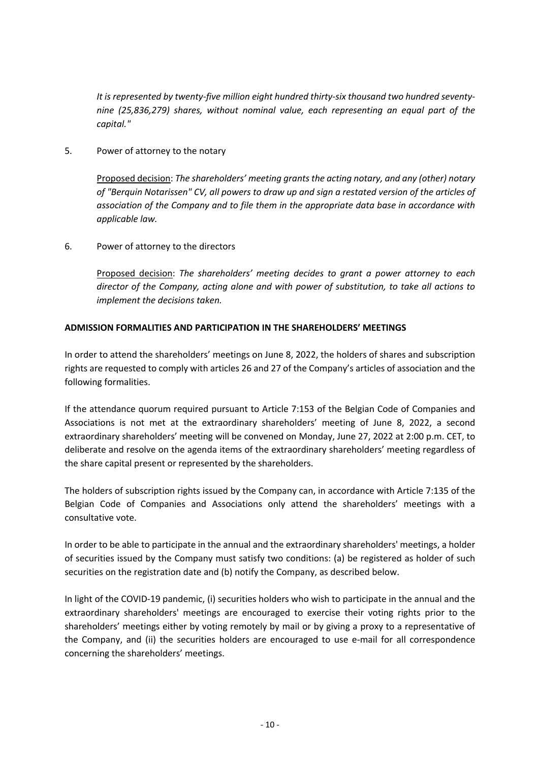*It is represented by twenty-five million eight hundred thirty-six thousand two hundred seventy-nine (25,836,279) shares, without nominal value, each representing an equal part of the capital."*

5. Power of attorney to the notary

   Proposed decision: *The shareholders' meeting grants the acting notary, and any (other) notary of "Berquin Notarissen" CV, all powers to draw up and sign a restated version of the articles of association of the Company and to file them in the appropriate data base in accordance with applicable law.*

6. Power of attorney to the directors

   Proposed decision: *The shareholders' meeting decides to grant a power attorney to each director of the Company, acting alone and with power of substitution, to take all actions to implement the decisions taken.*

**ADMISSION FORMALITIES AND PARTICIPATION IN THE SHAREHOLDERS' MEETINGS**

In order to attend the shareholders' meetings on June 8, 2022, the holders of shares and subscription rights are requested to comply with articles 26 and 27 of the Company's articles of association and the following formalities.

If the attendance quorum required pursuant to Article 7:153 of the Belgian Code of Companies and Associations is not met at the extraordinary shareholders' meeting of June 8, 2022, a second extraordinary shareholders' meeting will be convened on Monday, June 27, 2022 at 2:00 p.m. CET, to deliberate and resolve on the agenda items of the extraordinary shareholders' meeting regardless of the share capital present or represented by the shareholders.

The holders of subscription rights issued by the Company can, in accordance with Article 7:135 of the Belgian Code of Companies and Associations only attend the shareholders' meetings with a consultative vote.

In order to be able to participate in the annual and the extraordinary shareholders' meetings, a holder of securities issued by the Company must satisfy two conditions: (a) be registered as holder of such securities on the registration date and (b) notify the Company, as described below.

In light of the COVID-19 pandemic, (i) securities holders who wish to participate in the annual and the extraordinary shareholders' meetings are encouraged to exercise their voting rights prior to the shareholders' meetings either by voting remotely by mail or by giving a proxy to a representative of the Company, and (ii) the securities holders are encouraged to use e-mail for all correspondence concerning the shareholders' meetings.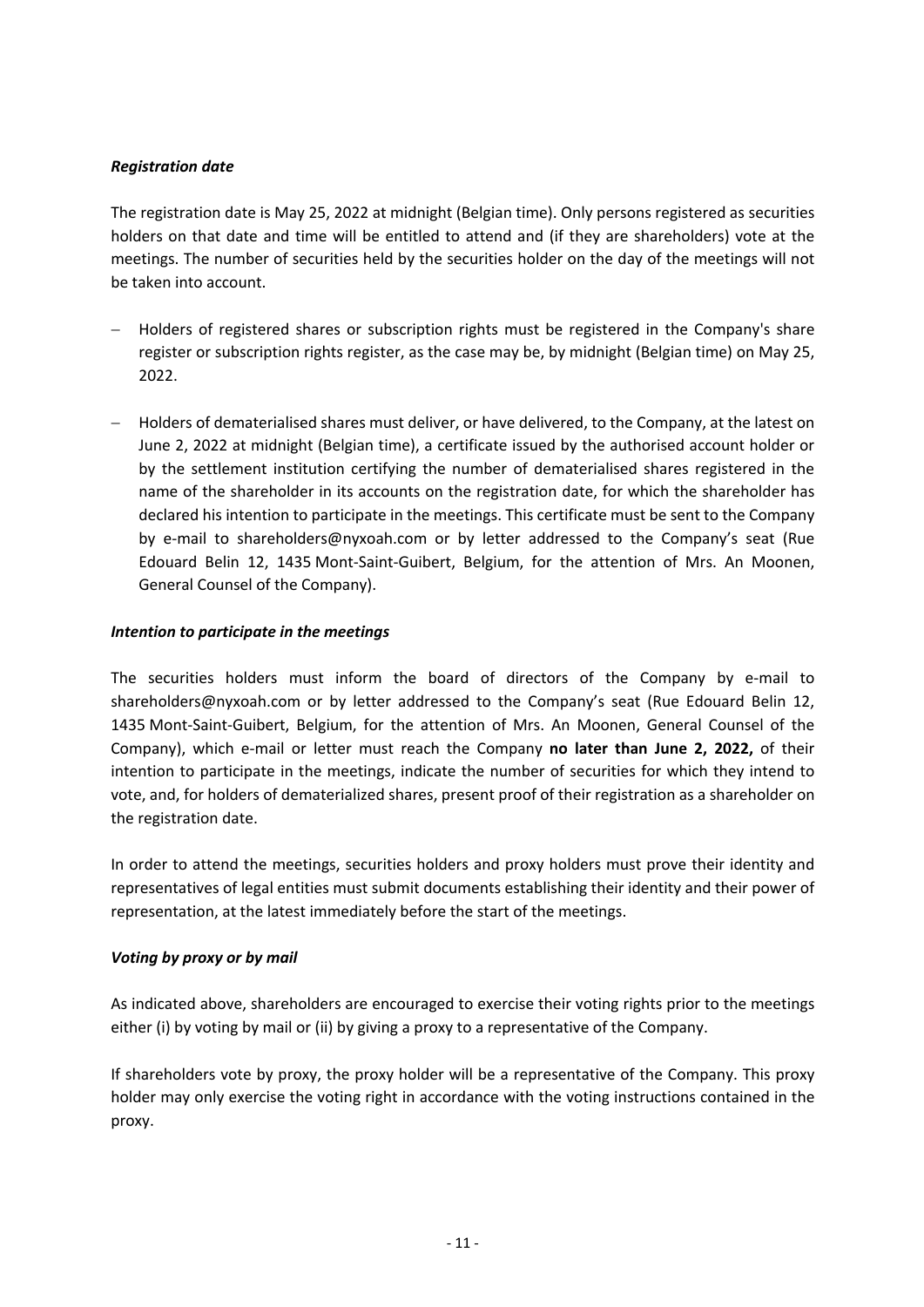***Registration date***

The registration date is May 25, 2022 at midnight (Belgian time). Only persons registered as securities holders on that date and time will be entitled to attend and (if they are shareholders) vote at the meetings. The number of securities held by the securities holder on the day of the meetings will not be taken into account.

- Holders of registered shares or subscription rights must be registered in the Company's share register or subscription rights register, as the case may be, by midnight (Belgian time) on May 25, 2022.

- Holders of dematerialised shares must deliver, or have delivered, to the Company, at the latest on June 2, 2022 at midnight (Belgian time), a certificate issued by the authorised account holder or by the settlement institution certifying the number of dematerialised shares registered in the name of the shareholder in its accounts on the registration date, for which the shareholder has declared his intention to participate in the meetings. This certificate must be sent to the Company by e-mail to shareholders@nyxoah.com or by letter addressed to the Company's seat (Rue Edouard Belin 12, 1435 Mont-Saint-Guibert, Belgium, for the attention of Mrs. An Moonen, General Counsel of the Company).

***Intention to participate in the meetings***

The securities holders must inform the board of directors of the Company by e-mail to shareholders@nyxoah.com or by letter addressed to the Company's seat (Rue Edouard Belin 12, 1435 Mont-Saint-Guibert, Belgium, for the attention of Mrs. An Moonen, General Counsel of the Company), which e-mail or letter must reach the Company **no later than June 2, 2022,** of their intention to participate in the meetings, indicate the number of securities for which they intend to vote, and, for holders of dematerialized shares, present proof of their registration as a shareholder on the registration date.

In order to attend the meetings, securities holders and proxy holders must prove their identity and representatives of legal entities must submit documents establishing their identity and their power of representation, at the latest immediately before the start of the meetings.

***Voting by proxy or by mail***

As indicated above, shareholders are encouraged to exercise their voting rights prior to the meetings either (i) by voting by mail or (ii) by giving a proxy to a representative of the Company.

If shareholders vote by proxy, the proxy holder will be a representative of the Company. This proxy holder may only exercise the voting right in accordance with the voting instructions contained in the proxy.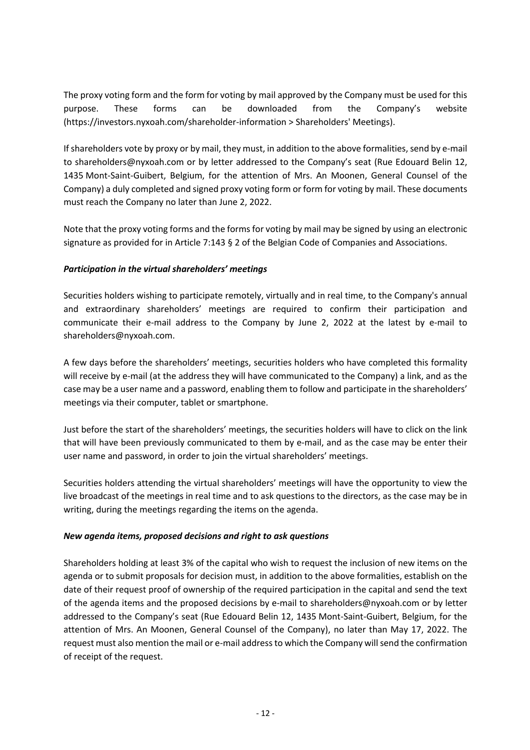The proxy voting form and the form for voting by mail approved by the Company must be used for this purpose. These forms can be downloaded from the Company's website (https://investors.nyxoah.com/shareholder-information > Shareholders' Meetings).

If shareholders vote by proxy or by mail, they must, in addition to the above formalities, send by e-mail to shareholders@nyxoah.com or by letter addressed to the Company's seat (Rue Edouard Belin 12, 1435 Mont-Saint-Guibert, Belgium, for the attention of Mrs. An Moonen, General Counsel of the Company) a duly completed and signed proxy voting form or form for voting by mail. These documents must reach the Company no later than June 2, 2022.

Note that the proxy voting forms and the forms for voting by mail may be signed by using an electronic signature as provided for in Article 7:143 § 2 of the Belgian Code of Companies and Associations.

***Participation in the virtual shareholders' meetings***

Securities holders wishing to participate remotely, virtually and in real time, to the Company's annual and extraordinary shareholders' meetings are required to confirm their participation and communicate their e-mail address to the Company by June 2, 2022 at the latest by e-mail to shareholders@nyxoah.com.

A few days before the shareholders' meetings, securities holders who have completed this formality will receive by e-mail (at the address they will have communicated to the Company) a link, and as the case may be a user name and a password, enabling them to follow and participate in the shareholders' meetings via their computer, tablet or smartphone.

Just before the start of the shareholders' meetings, the securities holders will have to click on the link that will have been previously communicated to them by e-mail, and as the case may be enter their user name and password, in order to join the virtual shareholders' meetings.

Securities holders attending the virtual shareholders' meetings will have the opportunity to view the live broadcast of the meetings in real time and to ask questions to the directors, as the case may be in writing, during the meetings regarding the items on the agenda.

***New agenda items, proposed decisions and right to ask questions***

Shareholders holding at least 3% of the capital who wish to request the inclusion of new items on the agenda or to submit proposals for decision must, in addition to the above formalities, establish on the date of their request proof of ownership of the required participation in the capital and send the text of the agenda items and the proposed decisions by e-mail to shareholders@nyxoah.com or by letter addressed to the Company's seat (Rue Edouard Belin 12, 1435 Mont-Saint-Guibert, Belgium, for the attention of Mrs. An Moonen, General Counsel of the Company), no later than May 17, 2022. The request must also mention the mail or e-mail address to which the Company will send the confirmation of receipt of the request.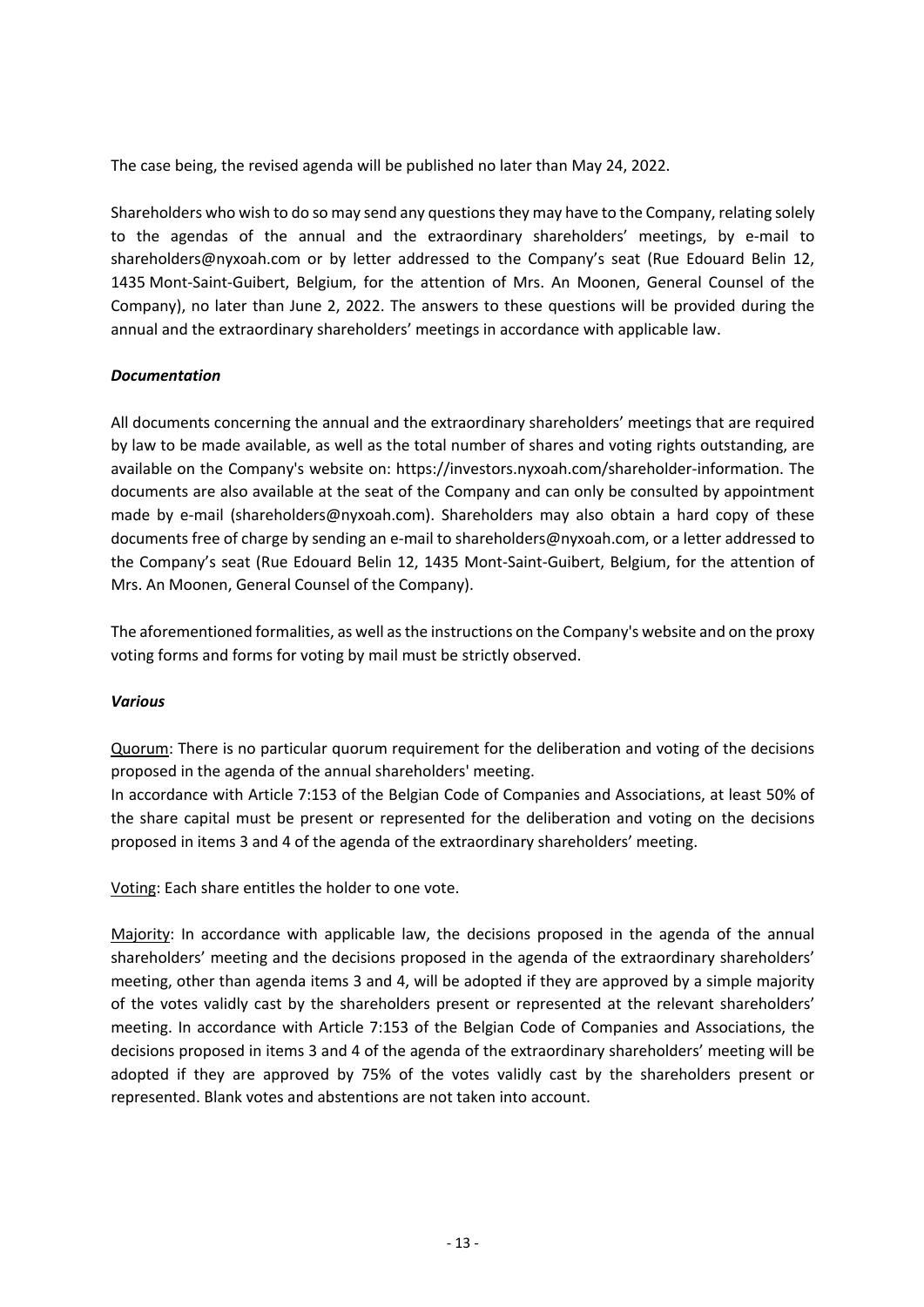The case being, the revised agenda will be published no later than May 24, 2022.

Shareholders who wish to do so may send any questions they may have to the Company, relating solely to the agendas of the annual and the extraordinary shareholders' meetings, by e-mail to shareholders@nyxoah.com or by letter addressed to the Company's seat (Rue Edouard Belin 12, 1435 Mont-Saint-Guibert, Belgium, for the attention of Mrs. An Moonen, General Counsel of the Company), no later than June 2, 2022. The answers to these questions will be provided during the annual and the extraordinary shareholders' meetings in accordance with applicable law.

***Documentation***

All documents concerning the annual and the extraordinary shareholders' meetings that are required by law to be made available, as well as the total number of shares and voting rights outstanding, are available on the Company's website on: https://investors.nyxoah.com/shareholder-information. The documents are also available at the seat of the Company and can only be consulted by appointment made by e-mail (shareholders@nyxoah.com). Shareholders may also obtain a hard copy of these documents free of charge by sending an e-mail to shareholders@nyxoah.com, or a letter addressed to the Company's seat (Rue Edouard Belin 12, 1435 Mont-Saint-Guibert, Belgium, for the attention of Mrs. An Moonen, General Counsel of the Company).

The aforementioned formalities, as well as the instructions on the Company's website and on the proxy voting forms and forms for voting by mail must be strictly observed.

***Various***

Quorum: There is no particular quorum requirement for the deliberation and voting of the decisions proposed in the agenda of the annual shareholders' meeting.
In accordance with Article 7:153 of the Belgian Code of Companies and Associations, at least 50% of the share capital must be present or represented for the deliberation and voting on the decisions proposed in items 3 and 4 of the agenda of the extraordinary shareholders' meeting.

Voting: Each share entitles the holder to one vote.

Majority: In accordance with applicable law, the decisions proposed in the agenda of the annual shareholders' meeting and the decisions proposed in the agenda of the extraordinary shareholders' meeting, other than agenda items 3 and 4, will be adopted if they are approved by a simple majority of the votes validly cast by the shareholders present or represented at the relevant shareholders' meeting. In accordance with Article 7:153 of the Belgian Code of Companies and Associations, the decisions proposed in items 3 and 4 of the agenda of the extraordinary shareholders' meeting will be adopted if they are approved by 75% of the votes validly cast by the shareholders present or represented. Blank votes and abstentions are not taken into account.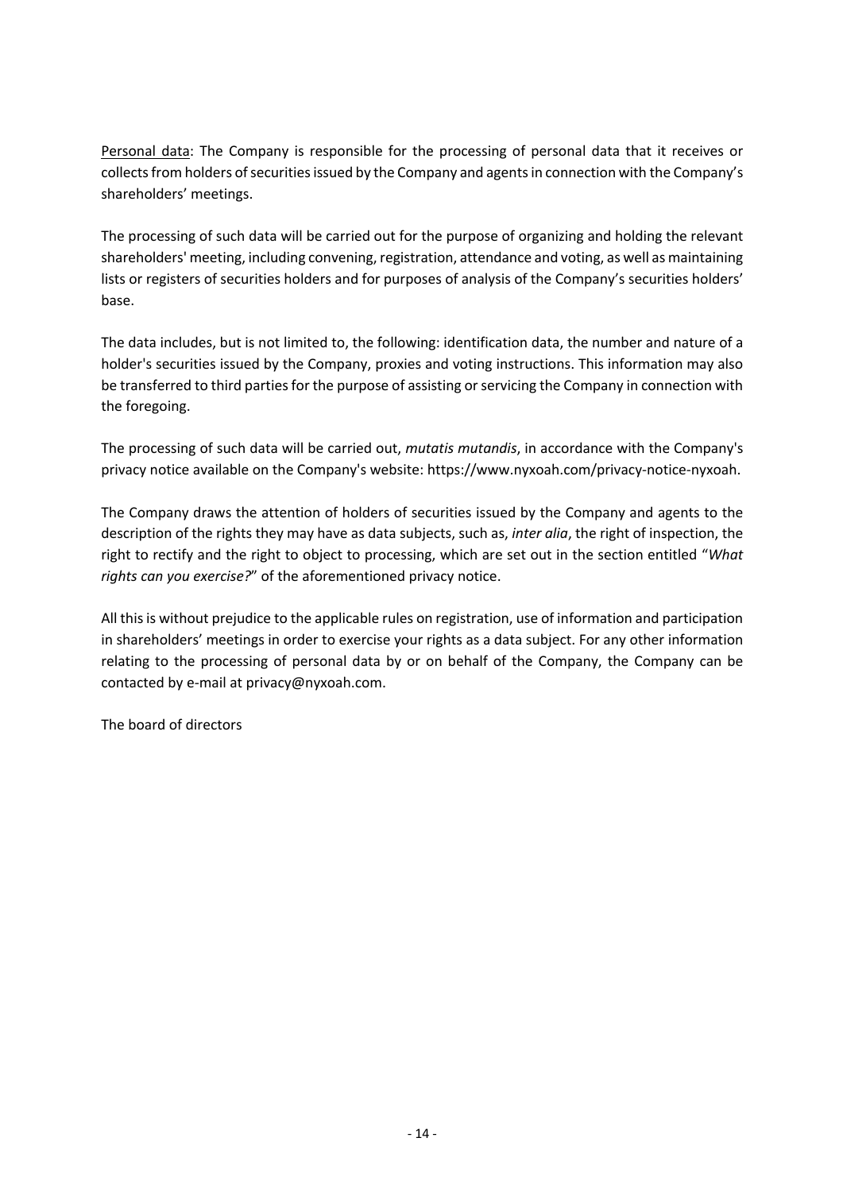<u>Personal data</u>: The Company is responsible for the processing of personal data that it receives or collects from holders of securities issued by the Company and agents in connection with the Company's shareholders' meetings.

The processing of such data will be carried out for the purpose of organizing and holding the relevant shareholders' meeting, including convening, registration, attendance and voting, as well as maintaining lists or registers of securities holders and for purposes of analysis of the Company's securities holders' base.

The data includes, but is not limited to, the following: identification data, the number and nature of a holder's securities issued by the Company, proxies and voting instructions. This information may also be transferred to third parties for the purpose of assisting or servicing the Company in connection with the foregoing.

The processing of such data will be carried out, *mutatis mutandis*, in accordance with the Company's privacy notice available on the Company's website: https://www.nyxoah.com/privacy-notice-nyxoah.

The Company draws the attention of holders of securities issued by the Company and agents to the description of the rights they may have as data subjects, such as, *inter alia*, the right of inspection, the right to rectify and the right to object to processing, which are set out in the section entitled "*What rights can you exercise?*" of the aforementioned privacy notice.

All this is without prejudice to the applicable rules on registration, use of information and participation in shareholders' meetings in order to exercise your rights as a data subject. For any other information relating to the processing of personal data by or on behalf of the Company, the Company can be contacted by e-mail at privacy@nyxoah.com.

The board of directors